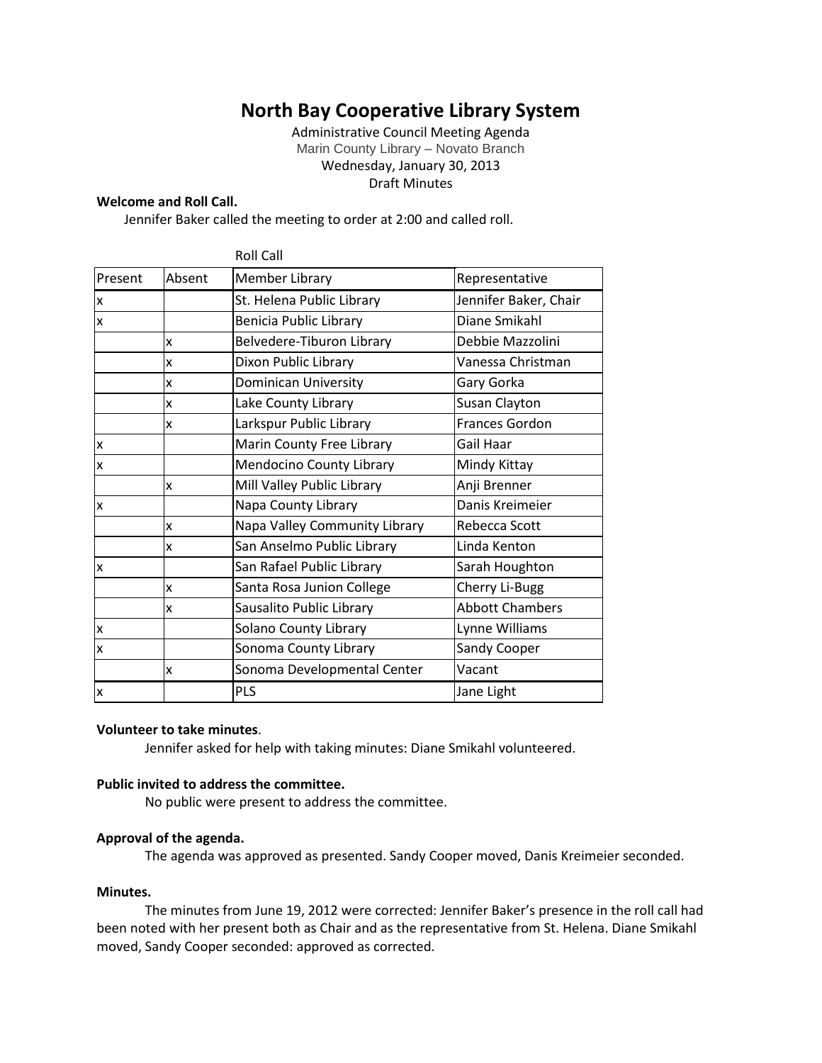# North Bay Cooperative Library System

Administrative Council Meeting Agenda
Marin County Library – Novato Branch
Wednesday, January 30, 2013
Draft Minutes

**Welcome and Roll Call.**

Jennifer Baker called the meeting to order at 2:00 and called roll.

Roll Call

| Present | Absent | Member Library | Representative |
|---|---|---|---|
| x | | St. Helena Public Library | Jennifer Baker, Chair |
| x | | Benicia Public Library | Diane Smikahl |
| | x | Belvedere-Tiburon Library | Debbie Mazzolini |
| | x | Dixon Public Library | Vanessa Christman |
| | x | Dominican University | Gary Gorka |
| | x | Lake County Library | Susan Clayton |
| | x | Larkspur Public Library | Frances Gordon |
| x | | Marin County Free Library | Gail Haar |
| x | | Mendocino County Library | Mindy Kittay |
| | x | Mill Valley Public Library | Anji Brenner |
| x | | Napa County Library | Danis Kreimeier |
| | x | Napa Valley Community Library | Rebecca Scott |
| | x | San Anselmo Public Library | Linda Kenton |
| x | | San Rafael Public Library | Sarah Houghton |
| | x | Santa Rosa Junion College | Cherry Li-Bugg |
| | x | Sausalito Public Library | Abbott Chambers |
| x | | Solano County Library | Lynne Williams |
| x | | Sonoma County Library | Sandy Cooper |
| | x | Sonoma Developmental Center | Vacant |
| x | | PLS | Jane Light |

**Volunteer to take minutes**.

Jennifer asked for help with taking minutes: Diane Smikahl volunteered.

**Public invited to address the committee.**

No public were present to address the committee.

**Approval of the agenda.**

The agenda was approved as presented. Sandy Cooper moved, Danis Kreimeier seconded.

**Minutes.**

The minutes from June 19, 2012 were corrected: Jennifer Baker's presence in the roll call had been noted with her present both as Chair and as the representative from St. Helena. Diane Smikahl moved, Sandy Cooper seconded: approved as corrected.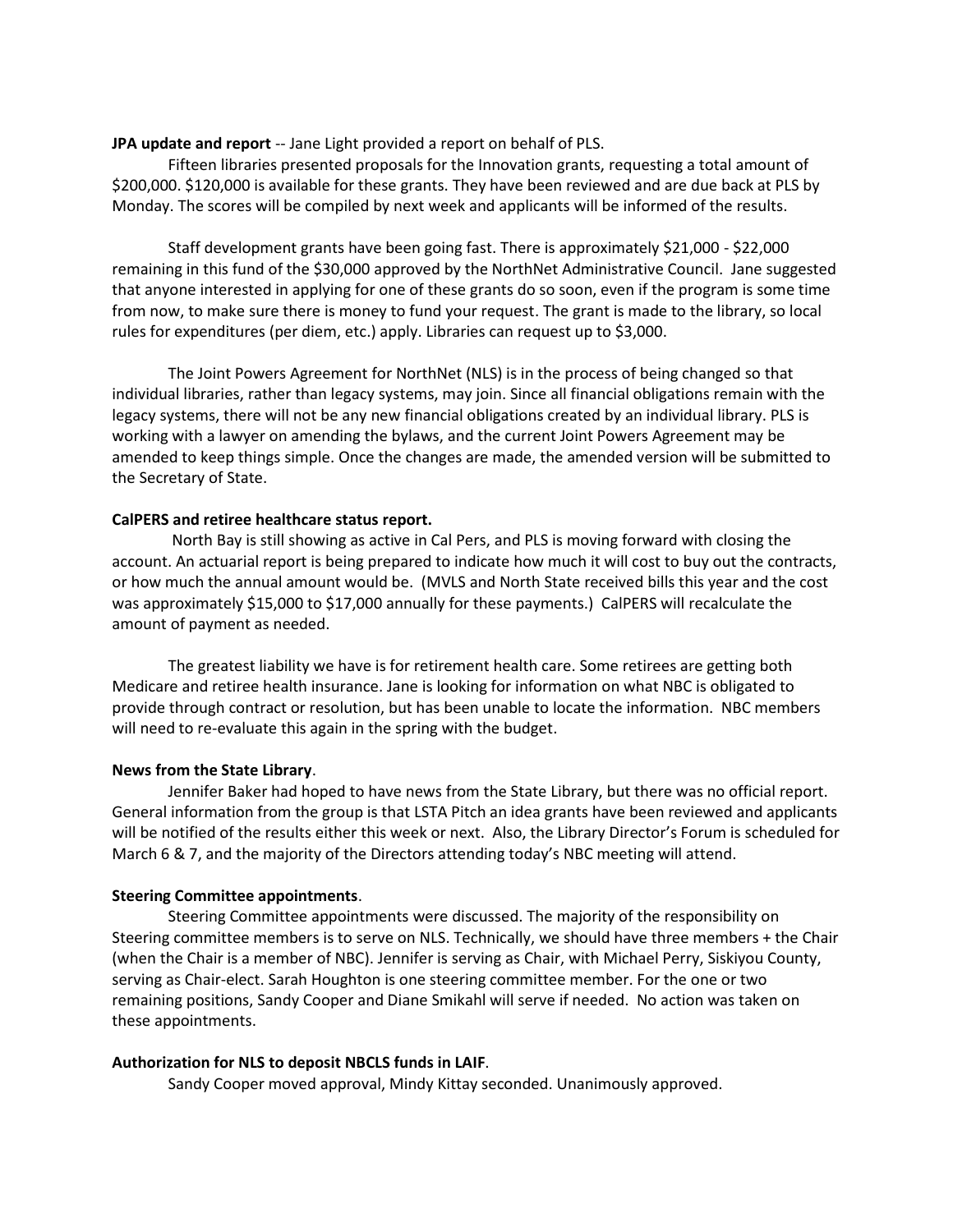**JPA update and report** -- Jane Light provided a report on behalf of PLS.

Fifteen libraries presented proposals for the Innovation grants, requesting a total amount of $200,000. $120,000 is available for these grants. They have been reviewed and are due back at PLS by Monday. The scores will be compiled by next week and applicants will be informed of the results.

Staff development grants have been going fast. There is approximately $21,000 - $22,000 remaining in this fund of the $30,000 approved by the NorthNet Administrative Council. Jane suggested that anyone interested in applying for one of these grants do so soon, even if the program is some time from now, to make sure there is money to fund your request. The grant is made to the library, so local rules for expenditures (per diem, etc.) apply. Libraries can request up to $3,000.

The Joint Powers Agreement for NorthNet (NLS) is in the process of being changed so that individual libraries, rather than legacy systems, may join. Since all financial obligations remain with the legacy systems, there will not be any new financial obligations created by an individual library. PLS is working with a lawyer on amending the bylaws, and the current Joint Powers Agreement may be amended to keep things simple. Once the changes are made, the amended version will be submitted to the Secretary of State.

**CalPERS and retiree healthcare status report.**

North Bay is still showing as active in Cal Pers, and PLS is moving forward with closing the account. An actuarial report is being prepared to indicate how much it will cost to buy out the contracts, or how much the annual amount would be. (MVLS and North State received bills this year and the cost was approximately $15,000 to $17,000 annually for these payments.) CalPERS will recalculate the amount of payment as needed.

The greatest liability we have is for retirement health care. Some retirees are getting both Medicare and retiree health insurance. Jane is looking for information on what NBC is obligated to provide through contract or resolution, but has been unable to locate the information. NBC members will need to re-evaluate this again in the spring with the budget.

**News from the State Library**.

Jennifer Baker had hoped to have news from the State Library, but there was no official report. General information from the group is that LSTA Pitch an idea grants have been reviewed and applicants will be notified of the results either this week or next. Also, the Library Director's Forum is scheduled for March 6 & 7, and the majority of the Directors attending today's NBC meeting will attend.

**Steering Committee appointments**.

Steering Committee appointments were discussed. The majority of the responsibility on Steering committee members is to serve on NLS. Technically, we should have three members + the Chair (when the Chair is a member of NBC). Jennifer is serving as Chair, with Michael Perry, Siskiyou County, serving as Chair-elect. Sarah Houghton is one steering committee member. For the one or two remaining positions, Sandy Cooper and Diane Smikahl will serve if needed. No action was taken on these appointments.

**Authorization for NLS to deposit NBCLS funds in LAIF**.

Sandy Cooper moved approval, Mindy Kittay seconded. Unanimously approved.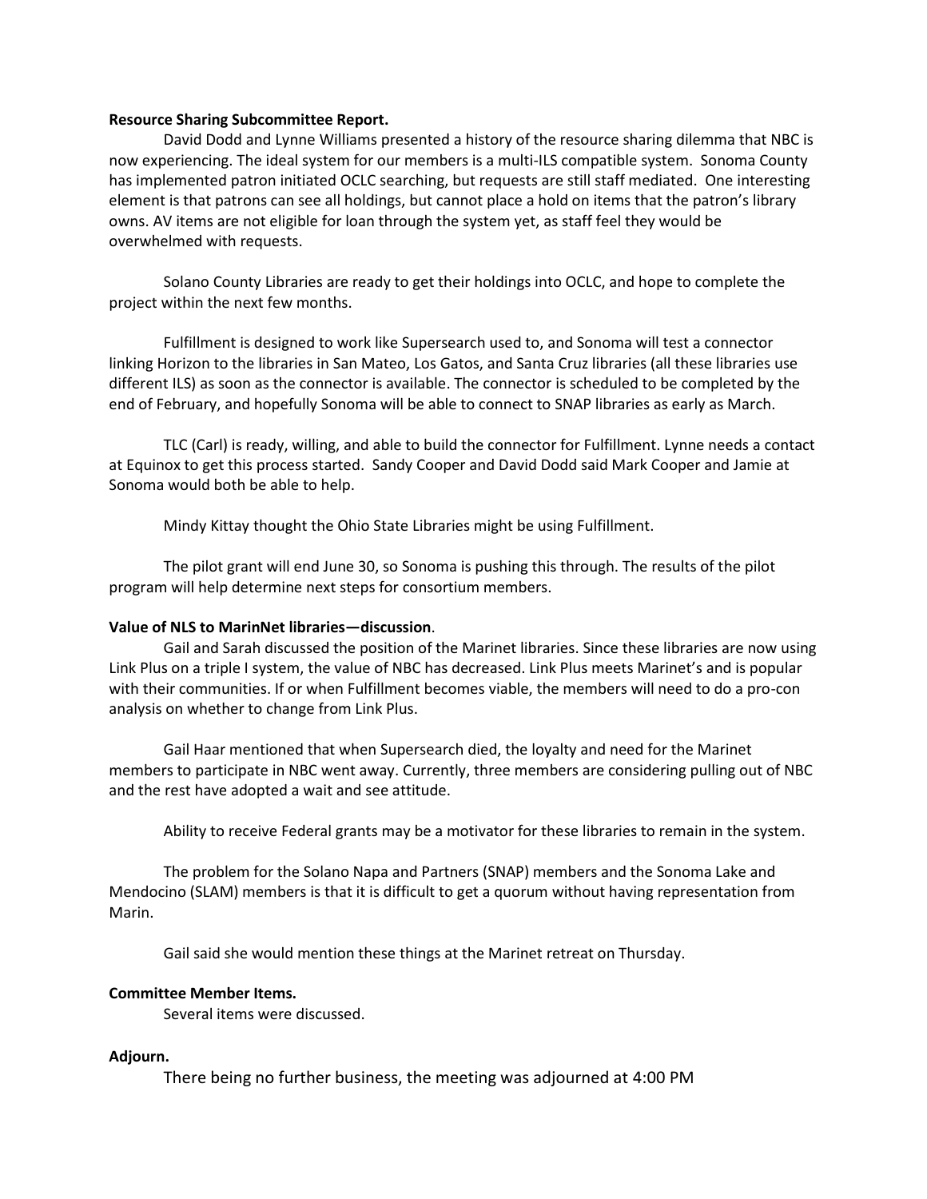**Resource Sharing Subcommittee Report.**

David Dodd and Lynne Williams presented a history of the resource sharing dilemma that NBC is now experiencing. The ideal system for our members is a multi-ILS compatible system. Sonoma County has implemented patron initiated OCLC searching, but requests are still staff mediated. One interesting element is that patrons can see all holdings, but cannot place a hold on items that the patron's library owns. AV items are not eligible for loan through the system yet, as staff feel they would be overwhelmed with requests.

Solano County Libraries are ready to get their holdings into OCLC, and hope to complete the project within the next few months.

Fulfillment is designed to work like Supersearch used to, and Sonoma will test a connector linking Horizon to the libraries in San Mateo, Los Gatos, and Santa Cruz libraries (all these libraries use different ILS) as soon as the connector is available. The connector is scheduled to be completed by the end of February, and hopefully Sonoma will be able to connect to SNAP libraries as early as March.

TLC (Carl) is ready, willing, and able to build the connector for Fulfillment. Lynne needs a contact at Equinox to get this process started. Sandy Cooper and David Dodd said Mark Cooper and Jamie at Sonoma would both be able to help.

Mindy Kittay thought the Ohio State Libraries might be using Fulfillment.

The pilot grant will end June 30, so Sonoma is pushing this through. The results of the pilot program will help determine next steps for consortium members.

**Value of NLS to MarinNet libraries—discussion**.

Gail and Sarah discussed the position of the Marinet libraries. Since these libraries are now using Link Plus on a triple I system, the value of NBC has decreased. Link Plus meets Marinet's and is popular with their communities. If or when Fulfillment becomes viable, the members will need to do a pro-con analysis on whether to change from Link Plus.

Gail Haar mentioned that when Supersearch died, the loyalty and need for the Marinet members to participate in NBC went away. Currently, three members are considering pulling out of NBC and the rest have adopted a wait and see attitude.

Ability to receive Federal grants may be a motivator for these libraries to remain in the system.

The problem for the Solano Napa and Partners (SNAP) members and the Sonoma Lake and Mendocino (SLAM) members is that it is difficult to get a quorum without having representation from Marin.

Gail said she would mention these things at the Marinet retreat on Thursday.

**Committee Member Items.**

Several items were discussed.

**Adjourn.**

There being no further business, the meeting was adjourned at 4:00 PM